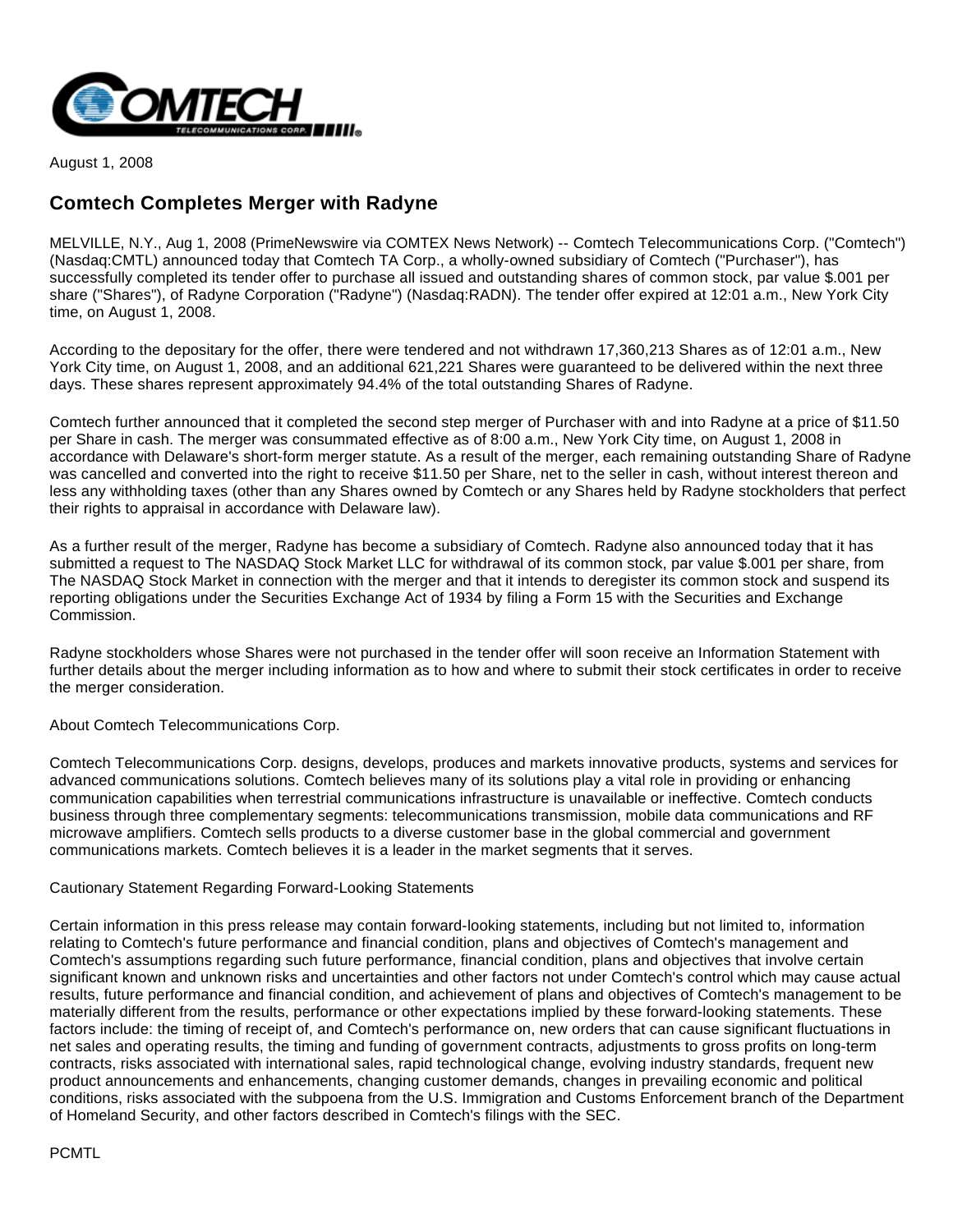August 1, 2008

# Comtech Completes Merger with Radyne

MELVILLE, N.Y., Aug 1, 2008 (PrimeNewswire via COMTEX News Network) -- Comtech Telecommunications Corp. ("Comtech") (Nasdaq:CMTL) announced today that Comtech TA Corp., a wholly-owned subsidiary of Comtech ("Purchaser"), has successfully completed its tender offer to purchase all issued and outstanding shares of common stock, par value $.001 per share ("Shares"), of Radyne Corporation ("Radyne") (Nasdaq:RADN). The tender offer expired at 12:01 a.m., New York City time, on August 1, 2008.

According to the depositary for the offer, there were tendered and not withdrawn 17,360,213 Shares as of 12:01 a.m., New York City time, on August 1, 2008, and an additional 621,221 Shares were guaranteed to be delivered within the next three days. These shares represent approximately 94.4% of the total outstanding Shares of Radyne.

Comtech further announced that it completed the second step merger of Purchaser with and into Radyne at a price of $11.50 per Share in cash. The merger was consummated effective as of 8:00 a.m., New York City time, on August 1, 2008 in accordance with Delaware's short-form merger statute. As a result of the merger, each remaining outstanding Share of Radyne was cancelled and converted into the right to receive $11.50 per Share, net to the seller in cash, without interest thereon and less any withholding taxes (other than any Shares owned by Comtech or any Shares held by Radyne stockholders that perfect their rights to appraisal in accordance with Delaware law).

As a further result of the merger, Radyne has become a subsidiary of Comtech. Radyne also announced today that it has submitted a request to The NASDAQ Stock Market LLC for withdrawal of its common stock, par value $.001 per share, from The NASDAQ Stock Market in connection with the merger and that it intends to deregister its common stock and suspend its reporting obligations under the Securities Exchange Act of 1934 by filing a Form 15 with the Securities and Exchange Commission.

Radyne stockholders whose Shares were not purchased in the tender offer will soon receive an Information Statement with further details about the merger including information as to how and where to submit their stock certificates in order to receive the merger consideration.

About Comtech Telecommunications Corp.

Comtech Telecommunications Corp. designs, develops, produces and markets innovative products, systems and services for advanced communications solutions. Comtech believes many of its solutions play a vital role in providing or enhancing communication capabilities when terrestrial communications infrastructure is unavailable or ineffective. Comtech conducts business through three complementary segments: telecommunications transmission, mobile data communications and RF microwave amplifiers. Comtech sells products to a diverse customer base in the global commercial and government communications markets. Comtech believes it is a leader in the market segments that it serves.

Cautionary Statement Regarding Forward-Looking Statements

Certain information in this press release may contain forward-looking statements, including but not limited to, information relating to Comtech's future performance and financial condition, plans and objectives of Comtech's management and Comtech's assumptions regarding such future performance, financial condition, plans and objectives that involve certain significant known and unknown risks and uncertainties and other factors not under Comtech's control which may cause actual results, future performance and financial condition, and achievement of plans and objectives of Comtech's management to be materially different from the results, performance or other expectations implied by these forward-looking statements. These factors include: the timing of receipt of, and Comtech's performance on, new orders that can cause significant fluctuations in net sales and operating results, the timing and funding of government contracts, adjustments to gross profits on long-term contracts, risks associated with international sales, rapid technological change, evolving industry standards, frequent new product announcements and enhancements, changing customer demands, changes in prevailing economic and political conditions, risks associated with the subpoena from the U.S. Immigration and Customs Enforcement branch of the Department of Homeland Security, and other factors described in Comtech's filings with the SEC.

PCMTL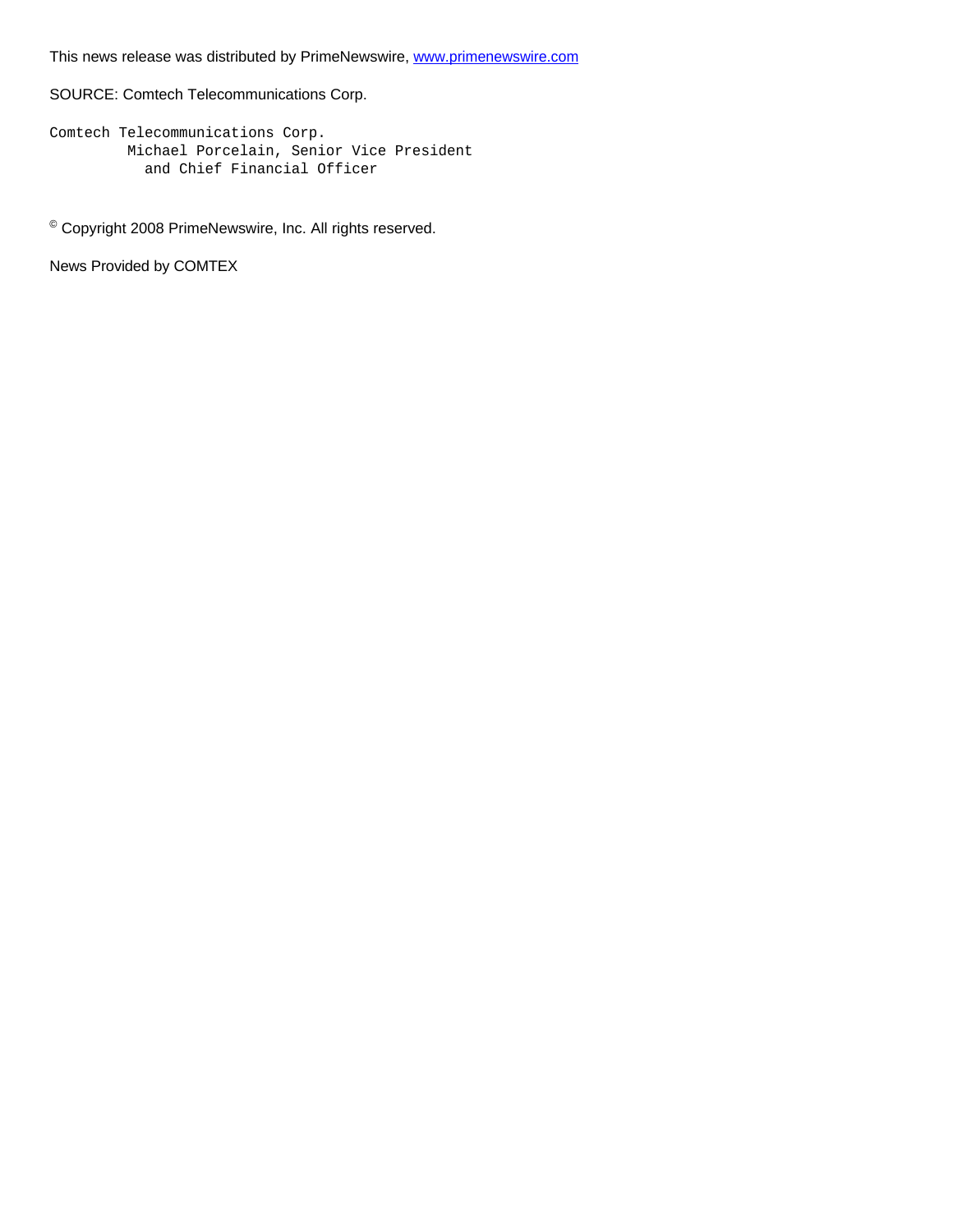This news release was distributed by PrimeNewswire, [www.primenewswire.com](http://www.primenewswire.com)

SOURCE: Comtech Telecommunications Corp.

```
Comtech Telecommunications Corp.
         Michael Porcelain, Senior Vice President
           and Chief Financial Officer
```

© Copyright 2008 PrimeNewswire, Inc. All rights reserved.

News Provided by COMTEX